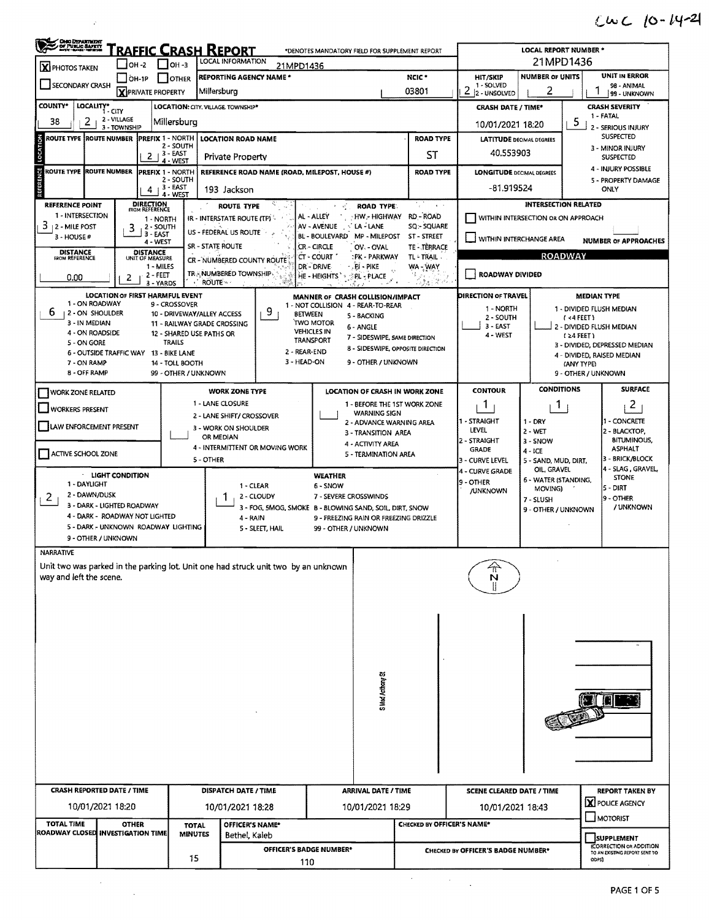CWC 10-14-21

# TRAFFIC CRASH REPORT

*DENOTES MANDATORY FIELD FOR SUPPLEMENT REPORT

| | | |
|---|---|---|
| [X] PHOTOS TAKEN | [ ] OH-2 | [ ] OH-3 |
| [ ] SECONDARY CRASH | [ ] OH-1P | [ ] OTHER |
| | [X] PRIVATE PROPERTY | |

LOCAL INFORMATION: 21MPD1436

REPORTING AGENCY NAME*: Millersburg

NCIC*: 03801

LOCAL REPORT NUMBER*: 21MPD1436

HIT/SKIP: 2 (1 - SOLVED, 2 - UNSOLVED)

NUMBER OF UNITS: 2

UNIT IN ERROR: 1 (98 - ANIMAL, 99 - UNKNOWN)

COUNTY*: 38

LOCALITY*: 2 (1 - CITY, 2 - VILLAGE, 3 - TOWNSHIP)

LOCATION: CITY, VILLAGE, TOWNSHIP*: Millersburg

CRASH DATE / TIME*: 10/01/2021 18:20

CRASH SEVERITY: 5 (1 - FATAL, 2 - SERIOUS INJURY SUSPECTED, 3 - MINOR INJURY SUSPECTED, 4 - INJURY POSSIBLE, 5 - PROPERTY DAMAGE ONLY)

## LOCATION

ROUTE TYPE:

ROUTE NUMBER:

PREFIX: 2 (1 - NORTH, 2 - SOUTH, 3 - EAST, 4 - WEST)

LOCATION ROAD NAME: Private Property

ROAD TYPE: ST

LATITUDE DECIMAL DEGREES: 40.553903

## REFERENCE

ROUTE TYPE:

ROUTE NUMBER:

PREFIX: 4 (1 - NORTH, 2 - SOUTH, 3 - EAST, 4 - WEST)

REFERENCE ROAD NAME (ROAD, MILEPOST, HOUSE #): 193 Jackson

ROAD TYPE:

LONGITUDE DECIMAL DEGREES: -81.919524

REFERENCE POINT: 3 (1 - INTERSECTION, 2 - MILE POST, 3 - HOUSE #)

DIRECTION FROM REFERENCE: 3 (1 - NORTH, 2 - SOUTH, 3 - EAST, 4 - WEST)

DISTANCE FROM REFERENCE: 0.00

DISTANCE UNIT OF MEASURE: 2 (1 - MILES, 2 - FEET, 3 - YARDS)

ROUTE TYPE: IR - INTERSTATE ROUTE (TP), US - FEDERAL US ROUTE, SR - STATE ROUTE, CR - NUMBERED COUNTY ROUTE, TR - NUMBERED TOWNSHIP ROUTE

ROAD TYPE: AL - ALLEY, AV - AVENUE, BL - BOULEVARD, CR - CIRCLE, CT - COURT, DR - DRIVE, HE - HEIGHTS, HW - HIGHWAY, LA - LANE, MP - MILEPOST, OV - OVAL, PK - PARKWAY, PI - PIKE, PL - PLACE, RD - ROAD, SQ - SQUARE, ST - STREET, TE - TERRACE, TL - TRAIL, WA - WAY

INTERSECTION RELATED

[ ] WITHIN INTERSECTION OR ON APPROACH

[ ] WITHIN INTERCHANGE AREA

NUMBER OF APPROACHES:

ROADWAY

[ ] ROADWAY DIVIDED

LOCATION OF FIRST HARMFUL EVENT: 6 (1 - ON ROADWAY, 2 - ON SHOULDER, 3 - IN MEDIAN, 4 - ON ROADSIDE, 5 - ON GORE, 6 - OUTSIDE TRAFFIC WAY, 7 - ON RAMP, 8 - OFF RAMP, 9 - CROSSOVER, 10 - DRIVEWAY/ALLEY ACCESS, 11 - RAILWAY GRADE CROSSING, 12 - SHARED USE PATHS OR TRAILS, 13 - BIKE LANE, 14 - TOLL BOOTH, 99 - OTHER / UNKNOWN)

MANNER OF CRASH COLLISION/IMPACT: 9 (1 - NOT COLLISION BETWEEN TWO MOTOR VEHICLES IN TRANSPORT, 2 - REAR-END, 3 - HEAD-ON, 4 - REAR-TO-REAR, 5 - BACKING, 6 - ANGLE, 7 - SIDESWIPE, SAME DIRECTION, 8 - SIDESWIPE, OPPOSITE DIRECTION, 9 - OTHER / UNKNOWN)

DIRECTION OF TRAVEL: (1 - NORTH, 2 - SOUTH, 3 - EAST, 4 - WEST)

MEDIAN TYPE: (1 - DIVIDED FLUSH MEDIAN (<4 FEET), 2 - DIVIDED FLUSH MEDIAN (≥4 FEET), 3 - DIVIDED, DEPRESSED MEDIAN, 4 - DIVIDED, RAISED MEDIAN (ANY TYPE), 9 - OTHER / UNKNOWN)

[ ] WORK ZONE RELATED

[ ] WORKERS PRESENT

[ ] LAW ENFORCEMENT PRESENT

[ ] ACTIVE SCHOOL ZONE

WORK ZONE TYPE: (1 - LANE CLOSURE, 2 - LANE SHIFT/ CROSSOVER, 3 - WORK ON SHOULDER OR MEDIAN, 4 - INTERMITTENT OR MOVING WORK, 5 - OTHER)

LOCATION OF CRASH IN WORK ZONE: (1 - BEFORE THE 1ST WORK ZONE WARNING SIGN, 2 - ADVANCE WARNING AREA, 3 - TRANSITION AREA, 4 - ACTIVITY AREA, 5 - TERMINATION AREA)

CONTOUR: 1 (1 - STRAIGHT LEVEL, 2 - STRAIGHT GRADE, 3 - CURVE LEVEL, 4 - CURVE GRADE, 9 - OTHER /UNKNOWN)

CONDITIONS: 1 (1 - DRY, 2 - WET, 3 - SNOW, 4 - ICE, 5 - SAND, MUD, DIRT, OIL, GRAVEL, 6 - WATER (STANDING, MOVING), 7 - SLUSH, 9 - OTHER / UNKNOWN)

SURFACE: 2 (1 - CONCRETE, 2 - BLACKTOP, BITUMINOUS, ASPHALT, 3 - BRICK/BLOCK, 4 - SLAG, GRAVEL, STONE, 5 - DIRT, 9 - OTHER / UNKNOWN)

LIGHT CONDITION: 2 (1 - DAYLIGHT, 2 - DAWN/DUSK, 3 - DARK - LIGHTED ROADWAY, 4 - DARK - ROADWAY NOT LIGHTED, 5 - DARK - UNKNOWN ROADWAY LIGHTING, 9 - OTHER / UNKNOWN)

WEATHER: 1 (1 - CLEAR, 2 - CLOUDY, 3 - FOG, SMOG, SMOKE, 4 - RAIN, 5 - SLEET, HAIL, 6 - SNOW, 7 - SEVERE CROSSWINDS, 8 - BLOWING SAND, SOIL, DIRT, SNOW, 9 - FREEZING RAIN OR FREEZING DRIZZLE, 99 - OTHER / UNKNOWN)

## NARRATIVE

Unit two was parked in the parking lot. Unit one had struck unit two by an unknown way and left the scene.

S Mad Anthony St

| CRASH REPORTED DATE / TIME | DISPATCH DATE / TIME | ARRIVAL DATE / TIME | SCENE CLEARED DATE / TIME | REPORT TAKEN BY |
|---|---|---|---|---|
| 10/01/2021 18:20 | 10/01/2021 18:28 | 10/01/2021 18:29 | 10/01/2021 18:43 | [X] POLICE AGENCY [ ] MOTORIST |

| TOTAL TIME ROADWAY CLOSED | OTHER INVESTIGATION TIME | TOTAL MINUTES | OFFICER'S NAME* | CHECKED BY OFFICER'S NAME* | |
|---|---|---|---|---|---|
| | | 15 | Bethel, Kaleb | | [ ] SUPPLEMENT (CORRECTION OR ADDITION TO AN EXISTING REPORT SENT TO ODPS) |
| | | | OFFICER'S BADGE NUMBER*: 110 | CHECKED BY OFFICER'S BADGE NUMBER* | |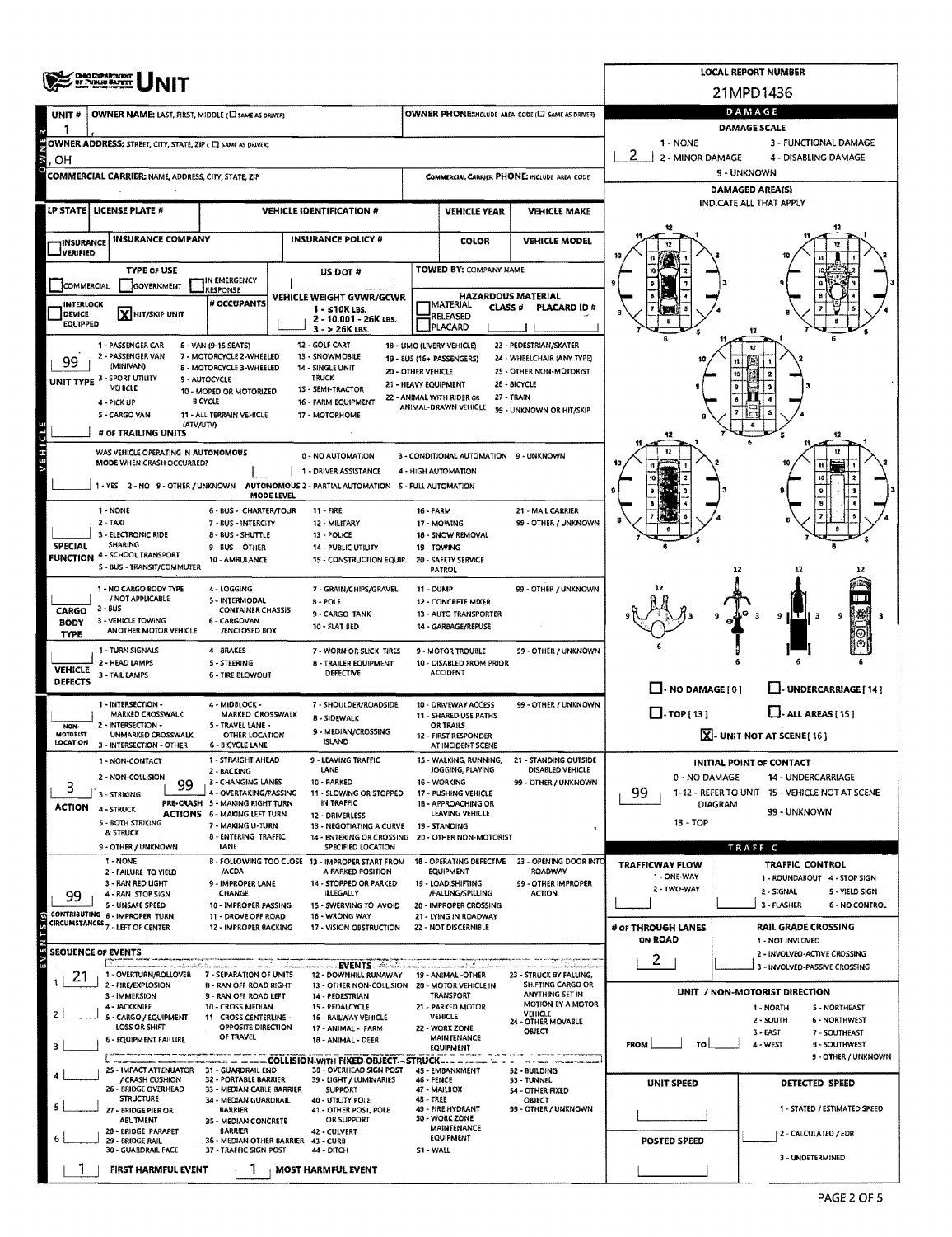# UNIT

**LOCAL REPORT NUMBER:** 21MPD1436

**UNIT #:** 1

**OWNER NAME:** LAST, FIRST, MIDDLE ( ☐ SAME AS DRIVER)

**OWNER PHONE:** INCLUDE AREA CODE ( ☐ SAME AS DRIVER)

**OWNER ADDRESS:** STREET, CITY, STATE, ZIP ( ☐ SAME AS DRIVER): , OH

**COMMERCIAL CARRIER:** NAME, ADDRESS, CITY, STATE, ZIP

**COMMERCIAL CARRIER PHONE:** INCLUDE AREA CODE

| LP STATE | LICENSE PLATE # | VEHICLE IDENTIFICATION # | VEHICLE YEAR | VEHICLE MAKE |
|---|---|---|---|---|
| | | | | |

| ☐ INSURANCE VERIFIED | INSURANCE COMPANY | INSURANCE POLICY # | COLOR | VEHICLE MODEL |
|---|---|---|---|---|
| | | | | |

**TYPE OF USE:** ☐ COMMERCIAL ☐ GOVERNMENT ☐ IN EMERGENCY RESPONSE

**US DOT #**

**TOWED BY:** COMPANY NAME

☐ INTERLOCK DEVICE EQUIPPED ☒ HIT/SKIP UNIT

**# OCCUPANTS**

**VEHICLE WEIGHT GVWR/GCWR:** 1 - ≤10K LBS. 2 - 10.001 - 26K LBS. 3 - > 26K LBS.

**HAZARDOUS MATERIAL:** ☐ MATERIAL RELEASED ☐ PLACARD — CLASS # — PLACARD ID #

**UNIT TYPE:** 99

1 - PASSENGER CAR, 2 - PASSENGER VAN (MINIVAN), 3 - SPORT UTILITY VEHICLE, 4 - PICK UP, 5 - CARGO VAN, 6 - VAN (9-15 SEATS), 7 - MOTORCYCLE 2-WHEELED, 8 - MOTORCYCLE 3-WHEELED, 9 - AUTOCYCLE, 10 - MOPED OR MOTORIZED BICYCLE, 11 - ALL TERRAIN VEHICLE (ATV/UTV), 12 - GOLF CART, 13 - SNOWMOBILE, 14 - SINGLE UNIT TRUCK, 15 - SEMI-TRACTOR, 16 - FARM EQUIPMENT, 17 - MOTORHOME, 18 - LIMO (LIVERY VEHICLE), 19 - BUS (16+ PASSENGERS), 20 - OTHER VEHICLE, 21 - HEAVY EQUIPMENT, 22 - ANIMAL WITH RIDER OR ANIMAL-DRAWN VEHICLE, 23 - PEDESTRIAN/SKATER, 24 - WHEELCHAIR (ANY TYPE), 25 - OTHER NON-MOTORIST, 26 - BICYCLE, 27 - TRAIN, 99 - UNKNOWN OR HIT/SKIP

**# OF TRAILING UNITS**

**WAS VEHICLE OPERATING IN AUTONOMOUS MODE WHEN CRASH OCCURRED?** 1 - YES 2 - NO 9 - OTHER / UNKNOWN

**AUTONOMOUS MODE LEVEL:** 0 - NO AUTOMATION, 1 - DRIVER ASSISTANCE, 2 - PARTIAL AUTOMATION, 3 - CONDITIONAL AUTOMATION, 4 - HIGH AUTOMATION, 5 - FULL AUTOMATION, 9 - UNKNOWN

**SPECIAL FUNCTION:** 1 - NONE, 2 - TAXI, 3 - ELECTRONIC RIDE SHARING, 4 - SCHOOL TRANSPORT, 5 - BUS - TRANSIT/COMMUTER, 6 - BUS - CHARTER/TOUR, 7 - BUS - INTERCITY, 8 - BUS - SHUTTLE, 9 - BUS - OTHER, 10 - AMBULANCE, 11 - FIRE, 12 - MILITARY, 13 - POLICE, 14 - PUBLIC UTILITY, 15 - CONSTRUCTION EQUIP., 16 - FARM, 17 - MOWING, 18 - SNOW REMOVAL, 19 - TOWING, 20 - SAFETY SERVICE PATROL, 21 - MAIL CARRIER, 99 - OTHER / UNKNOWN

**CARGO BODY TYPE:** 1 - NO CARGO BODY TYPE / NOT APPLICABLE, 2 - BUS, 3 - VEHICLE TOWING ANOTHER MOTOR VEHICLE, 4 - LOGGING, 5 - INTERMODAL CONTAINER CHASSIS, 6 - CARGOVAN /ENCLOSED BOX, 7 - GRAIN/CHIPS/GRAVEL, 8 - POLE, 9 - CARGO TANK, 10 - FLAT BED, 11 - DUMP, 12 - CONCRETE MIXER, 13 - AUTO TRANSPORTER, 14 - GARBAGE/REFUSE, 99 - OTHER / UNKNOWN

**VEHICLE DEFECTS:** 1 - TURN SIGNALS, 2 - HEAD LAMPS, 3 - TAIL LAMPS, 4 - BRAKES, 5 - STEERING, 6 - TIRE BLOWOUT, 7 - WORN OR SLICK TIRES, 8 - TRAILER EQUIPMENT DEFECTIVE, 9 - MOTOR TROUBLE, 10 - DISABLED FROM PRIOR ACCIDENT, 99 - OTHER / UNKNOWN

**NON-MOTORIST LOCATION:** 1 - INTERSECTION - MARKED CROSSWALK, 2 - INTERSECTION - UNMARKED CROSSWALK, 3 - INTERSECTION - OTHER, 4 - MIDBLOCK - MARKED CROSSWALK, 5 - TRAVEL LANE - OTHER LOCATION, 6 - BICYCLE LANE, 7 - SHOULDER/ROADSIDE, 8 - SIDEWALK, 9 - MEDIAN/CROSSING ISLAND, 10 - DRIVEWAY ACCESS, 11 - SHARED USE PATHS OR TRAILS, 12 - FIRST RESPONDER AT INCIDENT SCENE, 99 - OTHER / UNKNOWN

**ACTION:** 3

1 - NON-CONTACT, 2 - NON-COLLISION, 3 - STRIKING, 4 - STRUCK, 5 - BOTH STRIKING & STRUCK, 9 - OTHER / UNKNOWN

**PRE-CRASH ACTIONS:** 99

1 - STRAIGHT AHEAD, 2 - BACKING, 3 - CHANGING LANES, 4 - OVERTAKING/PASSING, 5 - MAKING RIGHT TURN, 6 - MAKING LEFT TURN, 7 - MAKING U-TURN, 8 - ENTERING TRAFFIC LANE, 9 - LEAVING TRAFFIC LANE, 10 - PARKED, 11 - SLOWING OR STOPPED IN TRAFFIC, 12 - DRIVERLESS, 13 - NEGOTIATING A CURVE, 14 - ENTERING OR CROSSING SPECIFIED LOCATION, 15 - WALKING, RUNNING, JOGGING, PLAYING, 16 - WORKING, 17 - PUSHING VEHICLE, 18 - APPROACHING OR LEAVING VEHICLE, 19 - STANDING, 20 - OTHER NON-MOTORIST, 21 - STANDING OUTSIDE DISABLED VEHICLE, 99 - OTHER / UNKNOWN

**CONTRIBUTING CIRCUMSTANCES:** 99

1 - NONE, 2 - FAILURE TO YIELD, 3 - RAN RED LIGHT, 4 - RAN STOP SIGN, 5 - UNSAFE SPEED, 6 - IMPROPER TURN, 7 - LEFT OF CENTER, 8 - FOLLOWING TOO CLOSE /ACDA, 9 - IMPROPER LANE CHANGE, 10 - IMPROPER PASSING, 11 - DROVE OFF ROAD, 12 - IMPROPER BACKING, 13 - IMPROPER START FROM A PARKED POSITION, 14 - STOPPED OR PARKED ILLEGALLY, 15 - SWERVING TO AVOID, 16 - WRONG WAY, 17 - VISION OBSTRUCTION, 18 - OPERATING DEFECTIVE EQUIPMENT, 19 - LOAD SHIFTING /FALLING/SPILLING, 20 - IMPROPER CROSSING, 21 - LYING IN ROADWAY, 22 - NOT DISCERNIBLE, 23 - OPENING DOOR INTO ROADWAY, 99 - OTHER IMPROPER ACTION

## SEQUENCE OF EVENTS

| # | Event |
|---|---|
| 1 | 21 |
| 2 | |
| 3 | |
| 4 | |
| 5 | |
| 6 | |

**EVENTS:** 1 - OVERTURN/ROLLOVER, 2 - FIRE/EXPLOSION, 3 - IMMERSION, 4 - JACKKNIFE, 5 - CARGO / EQUIPMENT LOSS OR SHIFT, 6 - EQUIPMENT FAILURE, 7 - SEPARATION OF UNITS, 8 - RAN OFF ROAD RIGHT, 9 - RAN OFF ROAD LEFT, 10 - CROSS MEDIAN, 11 - CROSS CENTERLINE - OPPOSITE DIRECTION OF TRAVEL, 12 - DOWNHILL RUNAWAY, 13 - OTHER NON-COLLISION, 14 - PEDESTRIAN, 15 - PEDALCYCLE, 16 - RAILWAY VEHICLE, 17 - ANIMAL - FARM, 18 - ANIMAL - DEER, 19 - ANIMAL -OTHER, 20 - MOTOR VEHICLE IN TRANSPORT, 21 - PARKED MOTOR VEHICLE, 22 - WORK ZONE MAINTENANCE EQUIPMENT, 23 - STRUCK BY FALLING, SHIFTING CARGO OR ANYTHING SET IN MOTION BY A MOTOR VEHICLE, 24 - OTHER MOVABLE OBJECT

**COLLISION WITH FIXED OBJECT - STRUCK:** 25 - IMPACT ATTENUATOR / CRASH CUSHION, 26 - BRIDGE OVERHEAD STRUCTURE, 27 - BRIDGE PIER OR ABUTMENT, 28 - BRIDGE PARAPET, 29 - BRIDGE RAIL, 30 - GUARDRAIL FACE, 31 - GUARDRAIL END, 32 - PORTABLE BARRIER, 33 - MEDIAN CABLE BARRIER, 34 - MEDIAN GUARDRAIL BARRIER, 35 - MEDIAN CONCRETE BARRIER, 36 - MEDIAN OTHER BARRIER, 37 - TRAFFIC SIGN POST, 38 - OVERHEAD SIGN POST, 39 - LIGHT / LUMINARIES SUPPORT, 40 - UTILITY POLE, 41 - OTHER POST, POLE OR SUPPORT, 42 - CULVERT, 43 - CURB, 44 - DITCH, 45 - EMBANKMENT, 46 - FENCE, 47 - MAILBOX, 48 - TREE, 49 - FIRE HYDRANT, 50 - WORK ZONE MAINTENANCE EQUIPMENT, 51 - WALL, 52 - BUILDING, 53 - TUNNEL, 54 - OTHER FIXED OBJECT, 99 - OTHER / UNKNOWN

**FIRST HARMFUL EVENT:** 1 **MOST HARMFUL EVENT:** 1

## DAMAGE

**DAMAGE SCALE:** 2

1 - NONE, 2 - MINOR DAMAGE, 3 - FUNCTIONAL DAMAGE, 4 - DISABLING DAMAGE, 9 - UNKNOWN

**DAMAGED AREA(S)** — INDICATE ALL THAT APPLY

☐ - NO DAMAGE [ 0 ] ☐ - UNDERCARRIAGE [ 14 ]

☐ - TOP [ 13 ] ☐ - ALL AREAS [ 15 ]

☒ - UNIT NOT AT SCENE [ 16 ]

**INITIAL POINT OF CONTACT:** 99

0 - NO DAMAGE, 1-12 - REFER TO UNIT DIAGRAM, 13 - TOP, 14 - UNDERCARRIAGE, 15 - VEHICLE NOT AT SCENE, 99 - UNKNOWN

## TRAFFIC

**TRAFFICWAY FLOW:** 1 - ONE-WAY, 2 - TWO-WAY

**TRAFFIC CONTROL:** 1 - ROUNDABOUT, 2 - SIGNAL, 3 - FLASHER, 4 - STOP SIGN, 5 - YIELD SIGN, 6 - NO CONTROL

**# OF THROUGH LANES ON ROAD:** 2

**RAIL GRADE CROSSING:** 1 - NOT INVLOVED, 2 - INVOLVED-ACTIVE CROSSING, 3 - INVOLVED-PASSIVE CROSSING

**UNIT / NON-MOTORIST DIRECTION:** FROM ___ TO ___

1 - NORTH, 2 - SOUTH, 3 - EAST, 4 - WEST, 5 - NORTHEAST, 6 - NORTHWEST, 7 - SOUTHEAST, 8 - SOUTHWEST, 9 - OTHER / UNKNOWN

**UNIT SPEED**

**POSTED SPEED**

**DETECTED SPEED:** 1 - STATED / ESTIMATED SPEED, 2 - CALCULATED / EDR, 3 - UNDETERMINED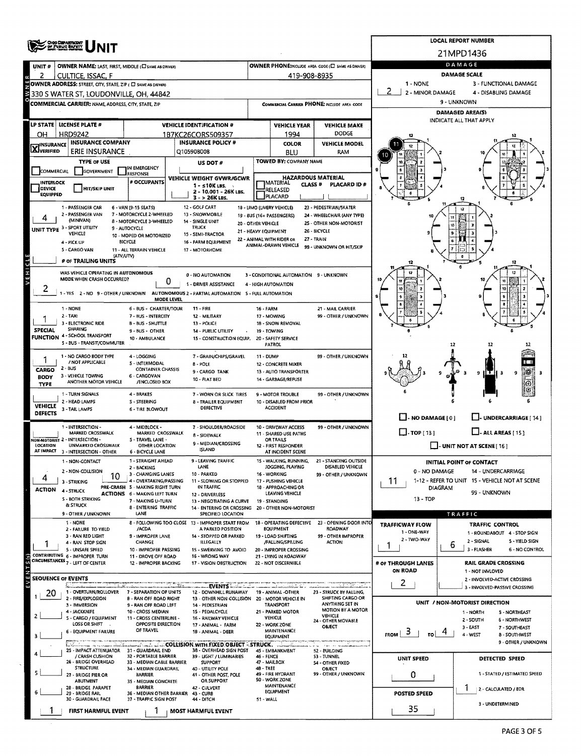# UNIT

**LOCAL REPORT NUMBER:** 21MPD1436

| UNIT # | OWNER NAME: LAST, FIRST, MIDDLE | OWNER PHONE |
|---|---|---|
| 2 | CULTICE, ISSAC, F | 419-908-8935 |

**OWNER ADDRESS:** 330 S WATER ST, LOUDONVILLE, OH, 44842

**COMMERCIAL CARRIER:** NAME, ADDRESS, CITY, STATE, ZIP

**COMMERCIAL CARRIER PHONE:**

| LP STATE | LICENSE PLATE # | VEHICLE IDENTIFICATION # | VEHICLE YEAR | VEHICLE MAKE |
|---|---|---|---|---|
| OH | HRD9242 | 1B7KC26C0RS509357 | 1994 | DODGE |

| INSURANCE | INSURANCE COMPANY | INSURANCE POLICY # | COLOR | VEHICLE MODEL |
|---|---|---|---|---|
| X VERIFIED | ERIE INSURANCE | Q105908008 | BLU | RAM |

**TYPE OF USE:** COMMERCIAL / GOVERNMENT / IN EMERGENCY RESPONSE

**US DOT #:**

**TOWED BY:** COMPANY NAME

**INTERLOCK DEVICE EQUIPPED** / **HIT/SKIP UNIT** / **# OCCUPANTS**

**VEHICLE WEIGHT GVWR/GCWR:** 1 - ≤10K LBS. 2 - 10.001 - 26K LBS. 3 - > 26K LBS.

**HAZARDOUS MATERIAL:** MATERIAL RELEASED / PLACARD; CLASS #; PLACARD ID #

**UNIT TYPE:** 4

1 - PASSENGER CAR, 2 - PASSENGER VAN (MINIVAN), 3 - SPORT UTILITY VEHICLE, 4 - PICK UP, 5 - CARGO VAN, 6 - VAN (9-15 SEATS), 7 - MOTORCYCLE 2-WHEELED, 8 - MOTORCYCLE 3-WHEELED, 9 - AUTOCYCLE, 10 - MOPED OR MOTORIZED BICYCLE, 11 - ALL TERRAIN VEHICLE (ATV/UTV), 12 - GOLF CART, 13 - SNOWMOBILE, 14 - SINGLE UNIT TRUCK, 15 - SEMI-TRACTOR, 16 - FARM EQUIPMENT, 17 - MOTORHOME, 18 - LIMO (LIVERY VEHICLE), 19 - BUS (16+ PASSENGERS), 20 - OTHER VEHICLE, 21 - HEAVY EQUIPMENT, 22 - ANIMAL WITH RIDER OR ANIMAL-DRAWN VEHICLE, 23 - PEDESTRIAN/SKATER, 24 - WHEELCHAIR (ANY TYPE), 25 - OTHER NON-MOTORIST, 26 - BICYCLE, 27 - TRAIN, 99 - UNKNOWN OR HIT/SKIP

**# OF TRAILING UNITS:**

**WAS VEHICLE OPERATING IN AUTONOMOUS MODE WHEN CRASH OCCURRED?** 2 (1 - YES 2 - NO 9 - OTHER / UNKNOWN)

**AUTONOMOUS MODE LEVEL:** 0 (0 - NO AUTOMATION, 1 - DRIVER ASSISTANCE, 2 - PARTIAL AUTOMATION, 3 - CONDITIONAL AUTOMATION, 4 - HIGH AUTOMATION, 5 - FULL AUTOMATION, 9 - UNKNOWN)

**SPECIAL FUNCTION:** 1

1 - NONE, 2 - TAXI, 3 - ELECTRONIC RIDE SHARING, 4 - SCHOOL TRANSPORT, 5 - BUS - TRANSIT/COMMUTER, 6 - BUS - CHARTER/TOUR, 7 - BUS - INTERCITY, 8 - BUS - SHUTTLE, 9 - BUS - OTHER, 10 - AMBULANCE, 11 - FIRE, 12 - MILITARY, 13 - POLICE, 14 - PUBLIC UTILITY, 15 - CONSTRUCTION EQUIP., 16 - FARM, 17 - MOWING, 18 - SNOW REMOVAL, 19 - TOWING, 20 - SAFETY SERVICE PATROL, 21 - MAIL CARRIER, 99 - OTHER / UNKNOWN

**CARGO BODY TYPE:** 1

1 - NO CARGO BODY TYPE / NOT APPLICABLE, 2 - BUS, 3 - VEHICLE TOWING ANOTHER MOTOR VEHICLE, 4 - LOGGING, 5 - INTERMODAL CONTAINER CHASSIS, 6 - CARGOVAN /ENCLOSED BOX, 7 - GRAIN/CHIPS/GRAVEL, 8 - POLE, 9 - CARGO TANK, 10 - FLAT BED, 11 - DUMP, 12 - CONCRETE MIXER, 13 - AUTO TRANSPORTER, 14 - GARBAGE/REFUSE, 99 - OTHER / UNKNOWN

**VEHICLE DEFECTS:**

1 - TURN SIGNALS, 2 - HEAD LAMPS, 3 - TAIL LAMPS, 4 - BRAKES, 5 - STEERING, 6 - TIRE BLOWOUT, 7 - WORN OR SLICK TIRES, 8 - TRAILER EQUIPMENT DEFECTIVE, 9 - MOTOR TROUBLE, 10 - DISABLED FROM PRIOR ACCIDENT, 99 - OTHER / UNKNOWN

**NON-MOTORIST LOCATION AT IMPACT:**

1 - INTERSECTION - MARKED CROSSWALK, 2 - INTERSECTION - UNMARKED CROSSWALK, 3 - INTERSECTION - OTHER, 4 - MIDBLOCK - MARKED CROSSWALK, 5 - TRAVEL LANE - OTHER LOCATION, 6 - BICYCLE LANE, 7 - SHOULDER/ROADSIDE, 8 - SIDEWALK, 9 - MEDIAN/CROSSING ISLAND, 10 - DRIVEWAY ACCESS, 11 - SHARED USE PATHS OR TRAILS, 12 - FIRST RESPONDER AT INCIDENT SCENE, 99 - OTHER / UNKNOWN

**ACTION:** 4 **PRE-CRASH ACTIONS:** 10

1 - NON-CONTACT, 2 - NON-COLLISION, 3 - STRIKING, 4 - STRUCK, 5 - BOTH STRIKING & STRUCK, 9 - OTHER / UNKNOWN

1 - STRAIGHT AHEAD, 2 - BACKING, 3 - CHANGING LANES, 4 - OVERTAKING/PASSING, 5 - MAKING RIGHT TURN, 6 - MAKING LEFT TURN, 7 - MAKING U-TURN, 8 - ENTERING TRAFFIC LANE, 9 - LEAVING TRAFFIC LANE, 10 - PARKED, 11 - SLOWING OR STOPPED IN TRAFFIC, 12 - DRIVERLESS, 13 - NEGOTIATING A CURVE, 14 - ENTERING OR CROSSING SPECIFIED LOCATION, 15 - WALKING, RUNNING, JOGGING, PLAYING, 16 - WORKING, 17 - PUSHING VEHICLE, 18 - APPROACHING OR LEAVING VEHICLE, 19 - STANDING, 20 - OTHER NON-MOTORIST, 21 - STANDING OUTSIDE DISABLED VEHICLE, 99 - OTHER / UNKNOWN

**CONTRIBUTING CIRCUMSTANCES:** 1

1 - NONE, 2 - FAILURE TO YIELD, 3 - RAN RED LIGHT, 4 - RAN STOP SIGN, 5 - UNSAFE SPEED, 6 - IMPROPER TURN, 7 - LEFT OF CENTER, 8 - FOLLOWING TOO CLOSE /ACDA, 9 - IMPROPER LANE CHANGE, 10 - IMPROPER PASSING, 11 - DROVE OFF ROAD, 12 - IMPROPER BACKING, 13 - IMPROPER START FROM A PARKED POSITION, 14 - STOPPED OR PARKED ILLEGALLY, 15 - SWERVING TO AVOID, 16 - WRONG WAY, 17 - VISION OBSTRUCTION, 18 - OPERATING DEFECTIVE EQUIPMENT, 19 - LOAD SHIFTING /FALLING/SPILLING, 20 - IMPROPER CROSSING, 21 - LYING IN ROADWAY, 22 - NOT DISCERNIBLE, 23 - OPENING DOOR INTO ROADWAY, 99 - OTHER IMPROPER ACTION

**SEQUENCE OF EVENTS:** 1: 20, 2: , 3: , 4: , 5: , 6:

**EVENTS:** 1 - OVERTURN/ROLLOVER, 2 - FIRE/EXPLOSION, 3 - IMMERSION, 4 - JACKKNIFE, 5 - CARGO / EQUIPMENT LOSS OR SHIFT, 6 - EQUIPMENT FAILURE, 7 - SEPARATION OF UNITS, 8 - RAN OFF ROAD RIGHT, 9 - RAN OFF ROAD LEFT, 10 - CROSS MEDIAN, 11 - CROSS CENTERLINE - OPPOSITE DIRECTION OF TRAVEL, 12 - DOWNHILL RUNAWAY, 13 - OTHER NON-COLLISION, 14 - PEDESTRIAN, 15 - PEDALCYCLE, 16 - RAILWAY VEHICLE, 17 - ANIMAL - FARM, 18 - ANIMAL - DEER, 19 - ANIMAL -OTHER, 20 - MOTOR VEHICLE IN TRANSPORT, 21 - PARKED MOTOR VEHICLE, 22 - WORK ZONE MAINTENANCE EQUIPMENT, 23 - STRUCK BY FALLING, SHIFTING CARGO OR ANYTHING SET IN MOTION BY A MOTOR VEHICLE, 24 - OTHER MOVABLE OBJECT

**COLLISION WITH FIXED OBJECT - STRUCK:** 25 - IMPACT ATTENUATOR / CRASH CUSHION, 26 - BRIDGE OVERHEAD STRUCTURE, 27 - BRIDGE PIER OR ABUTMENT, 28 - BRIDGE PARAPET, 29 - BRIDGE RAIL, 30 - GUARDRAIL FACE, 31 - GUARDRAIL END, 32 - PORTABLE BARRIER, 33 - MEDIAN CABLE BARRIER, 34 - MEDIAN GUARDRAIL BARRIER, 35 - MEDIAN CONCRETE BARRIER, 36 - MEDIAN OTHER BARRIER, 37 - TRAFFIC SIGN POST, 38 - OVERHEAD SIGN POST, 39 - LIGHT / LUMINARIES SUPPORT, 40 - UTILITY POLE, 41 - OTHER POST, POLE OR SUPPORT, 42 - CULVERT, 43 - CURB, 44 - DITCH, 45 - EMBANKMENT, 46 - FENCE, 47 - MAILBOX, 48 - TREE, 49 - FIRE HYDRANT, 50 - WORK ZONE MAINTENANCE EQUIPMENT, 51 - WALL, 52 - BUILDING, 53 - TUNNEL, 54 - OTHER FIXED OBJECT, 99 - OTHER / UNKNOWN

**FIRST HARMFUL EVENT:** 1 **MOST HARMFUL EVENT:** 1

## DAMAGE

**DAMAGE SCALE:** 2 (1 - NONE, 2 - MINOR DAMAGE, 3 - FUNCTIONAL DAMAGE, 4 - DISABLING DAMAGE, 9 - UNKNOWN)

**DAMAGED AREA(S)** (INDICATE ALL THAT APPLY): 10, 11

NO DAMAGE [0] / UNDERCARRIAGE [14] / TOP [13] / ALL AREAS [15] / UNIT NOT AT SCENE [16]

**INITIAL POINT OF CONTACT:** 11

0 - NO DAMAGE, 14 - UNDERCARRIAGE, 1-12 - REFER TO UNIT DIAGRAM, 15 - VEHICLE NOT AT SCENE, 13 - TOP, 99 - UNKNOWN

## TRAFFIC

**TRAFFICWAY FLOW:** 1 (1 - ONE-WAY, 2 - TWO-WAY)

**TRAFFIC CONTROL:** 6 (1 - ROUNDABOUT, 2 - SIGNAL, 3 - FLASHER, 4 - STOP SIGN, 5 - YIELD SIGN, 6 - NO CONTROL)

**# OF THROUGH LANES ON ROAD:** 2

**RAIL GRADE CROSSING:** 1 - NOT INVLOVED, 2 - INVOLVED-ACTIVE CROSSING, 3 - INVOLVED-PASSIVE CROSSING

**UNIT / NON-MOTORIST DIRECTION:** FROM 3 TO 4

1 - NORTH, 2 - SOUTH, 3 - EAST, 4 - WEST, 5 - NORTHEAST, 6 - NORTHWEST, 7 - SOUTHEAST, 8 - SOUTHWEST, 9 - OTHER / UNKNOWN

**UNIT SPEED:** 0

**DETECTED SPEED:** 1 (1 - STATED / ESTIMATED SPEED, 2 - CALCULATED / EDR, 3 - UNDETERMINED)

**POSTED SPEED:** 35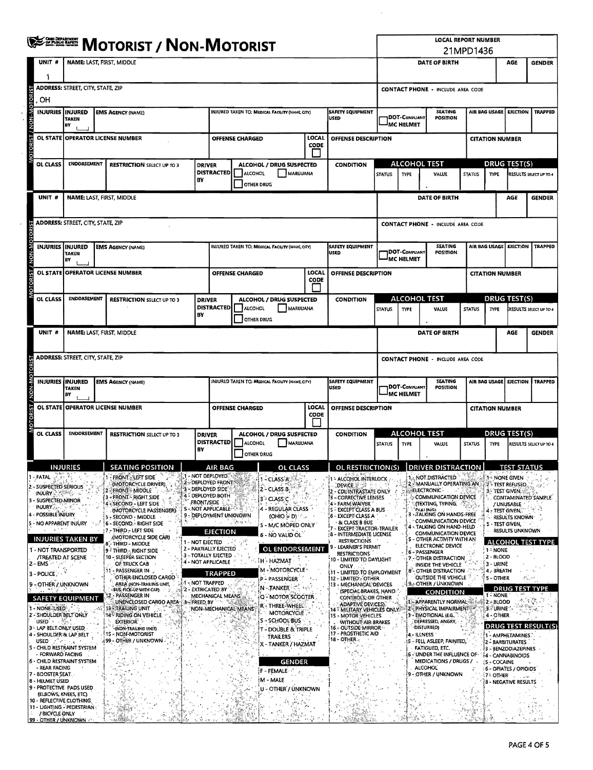# MOTORIST / NON-MOTORIST

LOCAL REPORT NUMBER: 21MPD1436

## MOTORIST / NON-MOTORIST

| UNIT # | NAME: LAST, FIRST, MIDDLE | DATE OF BIRTH | AGE | GENDER |
|---|---|---|---|---|
| 1 | | | | |

| ADDRESS: STREET, CITY, STATE, ZIP | CONTACT PHONE - INCLUDE AREA CODE |
|---|---|
| , OH | |

| INJURIES | INJURED TAKEN BY | EMS AGENCY (NAME) | INJURED TAKEN TO: MEDICAL FACILITY (NAME, CITY) | SAFETY EQUIPMENT USED | DOT-COMPLIANT MC HELMET | SEATING POSITION | AIR BAG USAGE | EJECTION | TRAPPED |
|---|---|---|---|---|---|---|---|---|---|
| | | | | | | | | | |

| OL STATE | OPERATOR LICENSE NUMBER | OFFENSE CHARGED | LOCAL CODE | OFFENSE DESCRIPTION | CITATION NUMBER |
|---|---|---|---|---|---|
| | | | | | |

| OL CLASS | ENDORSEMENT | RESTRICTION SELECT UP TO 3 | DRIVER DISTRACTED BY | ALCOHOL / DRUG SUSPECTED (ALCOHOL, MARIJUANA, OTHER DRUG) | CONDITION | ALCOHOL TEST STATUS | ALCOHOL TEST TYPE | ALCOHOL TEST VALUE | DRUG TEST(S) STATUS | DRUG TEST(S) TYPE | DRUG TEST(S) RESULTS SELECT UP TO 4 |
|---|---|---|---|---|---|---|---|---|---|---|---|
| | | | | | | | | | | | |

## MOTORIST / NON-MOTORIST

| UNIT # | NAME: LAST, FIRST, MIDDLE | DATE OF BIRTH | AGE | GENDER |
|---|---|---|---|---|
| | | | | |

| ADDRESS: STREET, CITY, STATE, ZIP | CONTACT PHONE - INCLUDE AREA CODE |
|---|---|
| | |

| INJURIES | INJURED TAKEN BY | EMS AGENCY (NAME) | INJURED TAKEN TO: MEDICAL FACILITY (NAME, CITY) | SAFETY EQUIPMENT USED | DOT-COMPLIANT MC HELMET | SEATING POSITION | AIR BAG USAGE | EJECTION | TRAPPED |
|---|---|---|---|---|---|---|---|---|---|
| | | | | | | | | | |

| OL STATE | OPERATOR LICENSE NUMBER | OFFENSE CHARGED | LOCAL CODE | OFFENSE DESCRIPTION | CITATION NUMBER |
|---|---|---|---|---|---|
| | | | | | |

| OL CLASS | ENDORSEMENT | RESTRICTION SELECT UP TO 3 | DRIVER DISTRACTED BY | ALCOHOL / DRUG SUSPECTED (ALCOHOL, MARIJUANA, OTHER DRUG) | CONDITION | ALCOHOL TEST STATUS | ALCOHOL TEST TYPE | ALCOHOL TEST VALUE | DRUG TEST(S) STATUS | DRUG TEST(S) TYPE | DRUG TEST(S) RESULTS SELECT UP TO 4 |
|---|---|---|---|---|---|---|---|---|---|---|---|
| | | | | | | | | | | | |

## MOTORIST / NON-MOTORIST

| UNIT # | NAME: LAST, FIRST, MIDDLE | DATE OF BIRTH | AGE | GENDER |
|---|---|---|---|---|
| | | | | |

| ADDRESS: STREET, CITY, STATE, ZIP | CONTACT PHONE - INCLUDE AREA CODE |
|---|---|
| | |

| INJURIES | INJURED TAKEN BY | EMS AGENCY (NAME) | INJURED TAKEN TO: MEDICAL FACILITY (NAME, CITY) | SAFETY EQUIPMENT USED | DOT-COMPLIANT MC HELMET | SEATING POSITION | AIR BAG USAGE | EJECTION | TRAPPED |
|---|---|---|---|---|---|---|---|---|---|
| | | | | | | | | | |

| OL STATE | OPERATOR LICENSE NUMBER | OFFENSE CHARGED | LOCAL CODE | OFFENSE DESCRIPTION | CITATION NUMBER |
|---|---|---|---|---|---|
| | | | | | |

| OL CLASS | ENDORSEMENT | RESTRICTION SELECT UP TO 3 | DRIVER DISTRACTED BY | ALCOHOL / DRUG SUSPECTED (ALCOHOL, MARIJUANA, OTHER DRUG) | CONDITION | ALCOHOL TEST STATUS | ALCOHOL TEST TYPE | ALCOHOL TEST VALUE | DRUG TEST(S) STATUS | DRUG TEST(S) TYPE | DRUG TEST(S) RESULTS SELECT UP TO 4 |
|---|---|---|---|---|---|---|---|---|---|---|---|
| | | | | | | | | | | | |

### INJURIES
1 - FATAL
2 - SUSPECTED SERIOUS INJURY
3 - SUSPECTED MINOR INJURY
4 - POSSIBLE INJURY
5 - NO APPARENT INJURY

### INJURIES TAKEN BY
1 - NOT TRANSPORTED /TREATED AT SCENE
2 - EMS
3 - POLICE
9 - OTHER / UNKNOWN

### SAFETY EQUIPMENT
1 - NONE USED
2 - SHOULDER BELT ONLY USED
3 - LAP BELT ONLY USED
4 - SHOULDER & LAP BELT USED
5 - CHILD RESTRAINT SYSTEM - FORWARD FACING
6 - CHILD RESTRAINT SYSTEM - REAR FACING
7 - BOOSTER SEAT
8 - HELMET USED
9 - PROTECTIVE PADS USED (ELBOWS, KNEES, ETC)
10 - REFLECTIVE CLOTHING
11 - LIGHTING - PEDESTRIAN / BICYCLE ONLY
99 - OTHER / UNKNOWN

### SEATING POSITION
1 - FRONT - LEFT SIDE (MOTORCYCLE DRIVER)
2 - FRONT - MIDDLE
3 - FRONT - RIGHT SIDE
4 - SECOND - LEFT SIDE (MOTORCYCLE PASSENGER)
5 - SECOND - MIDDLE
6 - SECOND - RIGHT SIDE
7 - THIRD - LEFT SIDE (MOTORCYCLE SIDE CAR)
8 - THIRD - MIDDLE
9 - THIRD - RIGHT SIDE
10 - SLEEPER SECTION OF TRUCK CAB
11 - PASSENGER IN OTHER ENCLOSED CARGO AREA (NON-TRAILING UNIT, BUS, PICK-UP WITH CAP)
12 - PASSENGER IN UNENCLOSED CARGO AREA
13 - TRAILING UNIT
14 - RIDING ON VEHICLE EXTERIOR (NON-TRAILING UNIT)
15 - NON-MOTORIST
99 - OTHER / UNKNOWN

### AIR BAG
1 - NOT DEPLOYED
2 - DEPLOYED FRONT
3 - DEPLOYED SIDE
4 - DEPLOYED BOTH FRONT/SIDE
5 - NOT APPLICABLE
9 - DEPLOYMENT UNKNOWN

### EJECTION
1 - NOT EJECTED
2 - PARTIALLY EJECTED
3 - TOTALLY EJECTED
4 - NOT APPLICABLE

### TRAPPED
1 - NOT TRAPPED
2 - EXTRICATED BY MECHANICAL MEANS
3 - FREED BY NON-MECHANICAL MEANS

### OL CLASS
1 - CLASS A
2 - CLASS B
3 - CLASS C
4 - REGULAR CLASS (OHIO = D)
5 - M/C MOPED ONLY
6 - NO VALID OL

### OL ENDORSEMENT
H - HAZMAT
M - MOTORCYCLE
P - PASSENGER
N - TANKER
Q - MOTOR SCOOTER
R - THREE-WHEEL MOTORCYCLE
S - SCHOOL BUS
T - DOUBLE & TRIPLE TRAILERS
X - TANKER / HAZMAT

### GENDER
F - FEMALE
M - MALE
U - OTHER / UNKNOWN

### OL RESTRICTION(S)
1 - ALCOHOL INTERLOCK DEVICE
2 - CDL INTRASTATE ONLY
3 - CORRECTIVE LENSES
4 - FARM WAIVER
5 - EXCEPT CLASS A BUS
6 - EXCEPT CLASS A & CLASS B BUS
7 - EXCEPT TRACTOR-TRAILER
8 - INTERMEDIATE LICENSE RESTRICTIONS
9 - LEARNER'S PERMIT RESTRICTIONS
10 - LIMITED TO DAYLIGHT ONLY
11 - LIMITED TO EMPLOYMENT
12 - LIMITED - OTHER
13 - MECHANICAL DEVICES (SPECIAL BRAKES, HAND CONTROLS, OR OTHER ADAPTIVE DEVICES)
14 - MILITARY VEHICLES ONLY
15 - MOTOR VEHICLES WITHOUT AIR BRAKES
16 - OUTSIDE MIRROR
17 - PROSTHETIC AID
18 - OTHER

### DRIVER DISTRACTION
1 - NOT DISTRACTED
2 - MANUALLY OPERATING AN ELECTRONIC COMMUNICATION DEVICE (TEXTING, TYPING, DIALING)
3 - TALKING ON HANDS-FREE COMMUNICATION DEVICE
4 - TALKING ON HAND-HELD COMMUNICATION DEVICE
5 - OTHER ACTIVITY WITH AN ELECTRONIC DEVICE
6 - PASSENGER
7 - OTHER DISTRACTION INSIDE THE VEHICLE
8 - OTHER DISTRACTION OUTSIDE THE VEHICLE
9 - OTHER / UNKNOWN

### CONDITION
1 - APPARENTLY NORMAL
2 - PHYSICAL IMPAIRMENT
3 - EMOTIONAL (E.G., DEPRESSED, ANGRY, DISTURBED)
4 - ILLNESS
5 - FELL ASLEEP, FAINTED, FATIGUED, ETC.
6 - UNDER THE INFLUENCE OF MEDICATIONS / DRUGS / ALCOHOL
9 - OTHER / UNKNOWN

### TEST STATUS
1 - NONE GIVEN
2 - TEST REFUSED
3 - TEST GIVEN, CONTAMINATED SAMPLE / UNUSABLE
4 - TEST GIVEN, RESULTS KNOWN
5 - TEST GIVEN, RESULTS UNKNOWN

### ALCOHOL TEST TYPE
1 - NONE
2 - BLOOD
3 - URINE
4 - BREATH
5 - OTHER

### DRUG TEST TYPE
1 - NONE
2 - BLOOD
3 - URINE
4 - OTHER

### DRUG TEST RESULT(S)
1 - AMPHETAMINES
2 - BARBITURATES
3 - BENZODIAZEPINES
4 - CANNABINOIDS
5 - COCAINE
6 - OPIATES / OPIOIDS
7 - OTHER
8 - NEGATIVE RESULTS